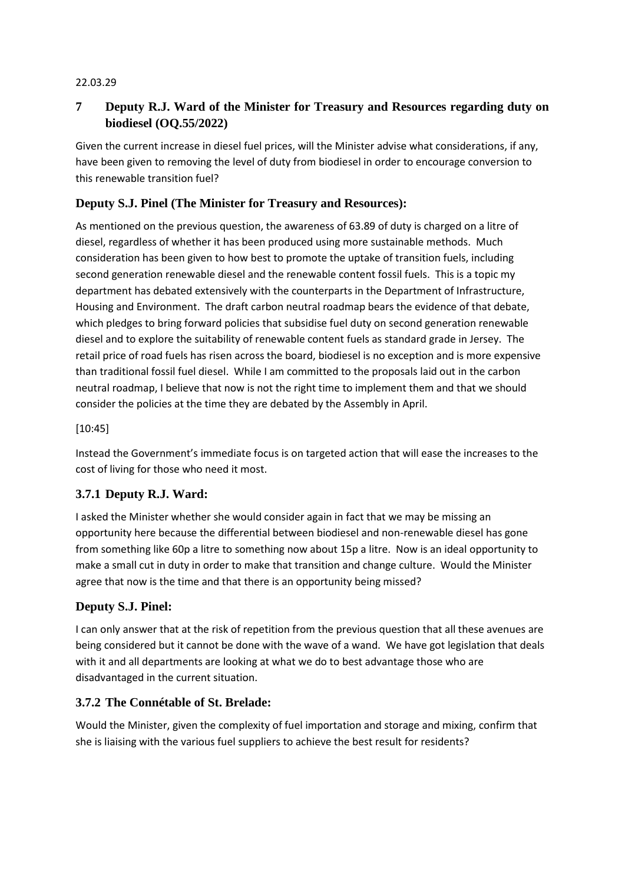22.03.29

## 7 Deputy R.J. Ward of the Minister for Treasury and Resources regarding duty on biodiesel (OQ.55/2022)

Given the current increase in diesel fuel prices, will the Minister advise what considerations, if any, have been given to removing the level of duty from biodiesel in order to encourage conversion to this renewable transition fuel?

### Deputy S.J. Pinel (The Minister for Treasury and Resources):

As mentioned on the previous question, the awareness of 63.89 of duty is charged on a litre of diesel, regardless of whether it has been produced using more sustainable methods. Much consideration has been given to how best to promote the uptake of transition fuels, including second generation renewable diesel and the renewable content fossil fuels. This is a topic my department has debated extensively with the counterparts in the Department of Infrastructure, Housing and Environment. The draft carbon neutral roadmap bears the evidence of that debate, which pledges to bring forward policies that subsidise fuel duty on second generation renewable diesel and to explore the suitability of renewable content fuels as standard grade in Jersey. The retail price of road fuels has risen across the board, biodiesel is no exception and is more expensive than traditional fossil fuel diesel. While I am committed to the proposals laid out in the carbon neutral roadmap, I believe that now is not the right time to implement them and that we should consider the policies at the time they are debated by the Assembly in April.

[10:45]

Instead the Government's immediate focus is on targeted action that will ease the increases to the cost of living for those who need it most.

### 3.7.1 Deputy R.J. Ward:

I asked the Minister whether she would consider again in fact that we may be missing an opportunity here because the differential between biodiesel and non-renewable diesel has gone from something like 60p a litre to something now about 15p a litre. Now is an ideal opportunity to make a small cut in duty in order to make that transition and change culture. Would the Minister agree that now is the time and that there is an opportunity being missed?

### Deputy S.J. Pinel:

I can only answer that at the risk of repetition from the previous question that all these avenues are being considered but it cannot be done with the wave of a wand. We have got legislation that deals with it and all departments are looking at what we do to best advantage those who are disadvantaged in the current situation.

### 3.7.2 The Connétable of St. Brelade:

Would the Minister, given the complexity of fuel importation and storage and mixing, confirm that she is liaising with the various fuel suppliers to achieve the best result for residents?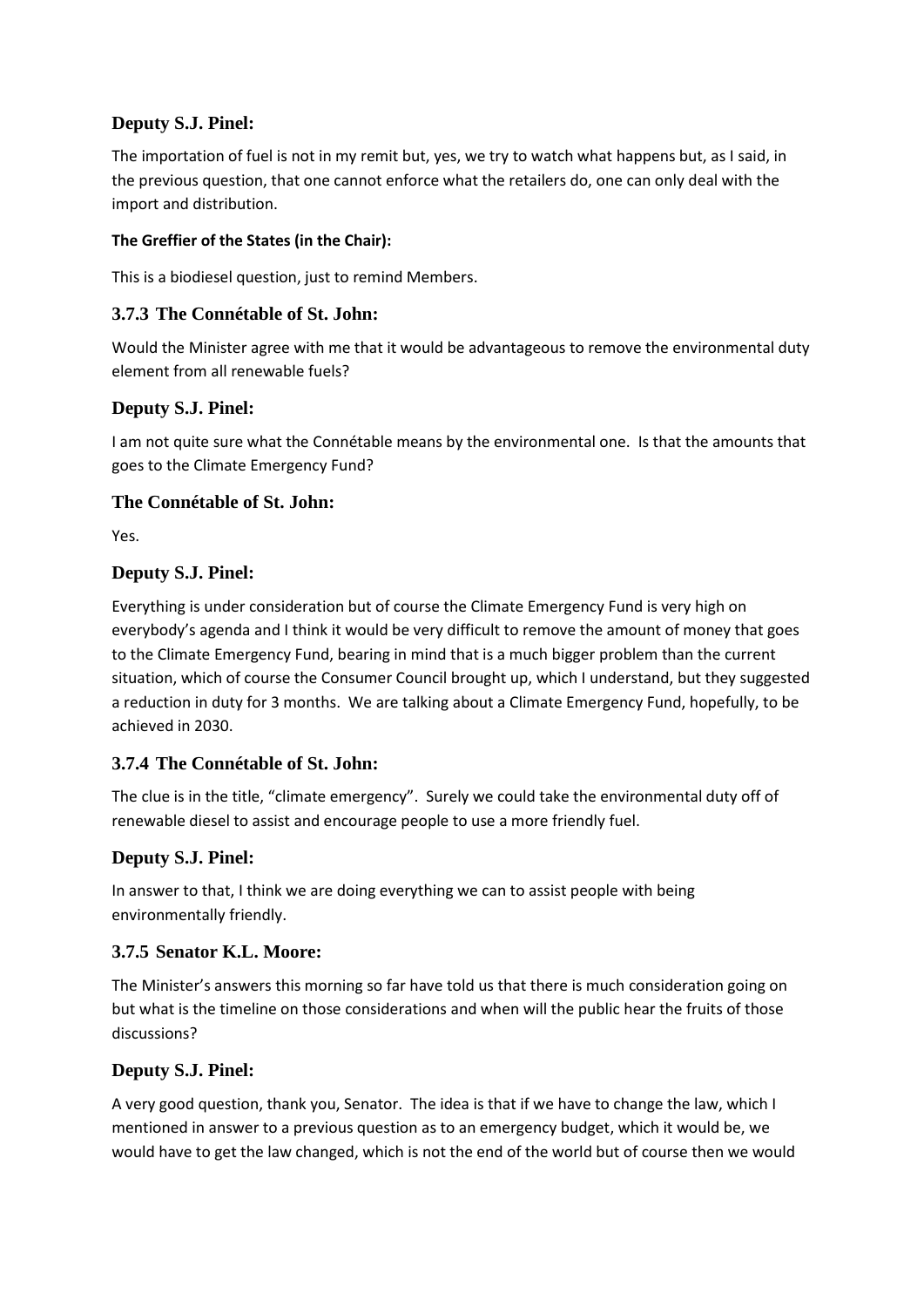**Deputy S.J. Pinel:**

The importation of fuel is not in my remit but, yes, we try to watch what happens but, as I said, in the previous question, that one cannot enforce what the retailers do, one can only deal with the import and distribution.

**The Greffier of the States (in the Chair):**

This is a biodiesel question, just to remind Members.

### 3.7.3 The Connétable of St. John:

Would the Minister agree with me that it would be advantageous to remove the environmental duty element from all renewable fuels?

**Deputy S.J. Pinel:**

I am not quite sure what the Connétable means by the environmental one. Is that the amounts that goes to the Climate Emergency Fund?

**The Connétable of St. John:**

Yes.

**Deputy S.J. Pinel:**

Everything is under consideration but of course the Climate Emergency Fund is very high on everybody's agenda and I think it would be very difficult to remove the amount of money that goes to the Climate Emergency Fund, bearing in mind that is a much bigger problem than the current situation, which of course the Consumer Council brought up, which I understand, but they suggested a reduction in duty for 3 months. We are talking about a Climate Emergency Fund, hopefully, to be achieved in 2030.

### 3.7.4 The Connétable of St. John:

The clue is in the title, "climate emergency". Surely we could take the environmental duty off of renewable diesel to assist and encourage people to use a more friendly fuel.

**Deputy S.J. Pinel:**

In answer to that, I think we are doing everything we can to assist people with being environmentally friendly.

### 3.7.5 Senator K.L. Moore:

The Minister's answers this morning so far have told us that there is much consideration going on but what is the timeline on those considerations and when will the public hear the fruits of those discussions?

**Deputy S.J. Pinel:**

A very good question, thank you, Senator. The idea is that if we have to change the law, which I mentioned in answer to a previous question as to an emergency budget, which it would be, we would have to get the law changed, which is not the end of the world but of course then we would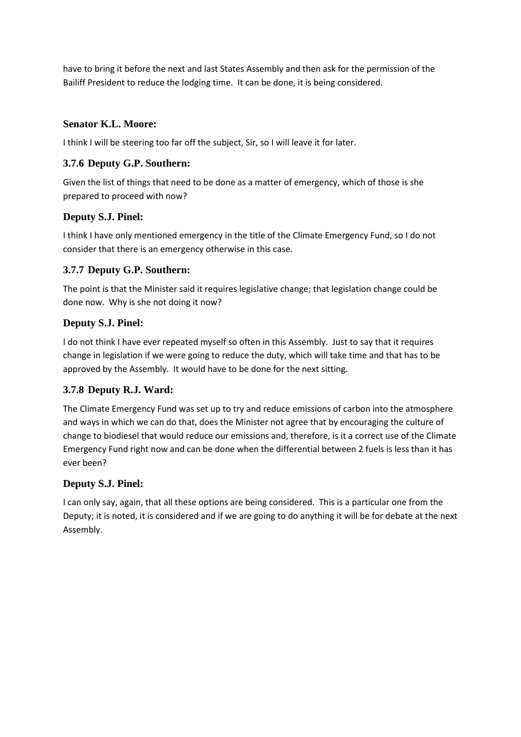have to bring it before the next and last States Assembly and then ask for the permission of the Bailiff President to reduce the lodging time. It can be done, it is being considered.

### Senator K.L. Moore:

I think I will be steering too far off the subject, Sir, so I will leave it for later.

### 3.7.6 Deputy G.P. Southern:

Given the list of things that need to be done as a matter of emergency, which of those is she prepared to proceed with now?

### Deputy S.J. Pinel:

I think I have only mentioned emergency in the title of the Climate Emergency Fund, so I do not consider that there is an emergency otherwise in this case.

### 3.7.7 Deputy G.P. Southern:

The point is that the Minister said it requires legislative change; that legislation change could be done now. Why is she not doing it now?

### Deputy S.J. Pinel:

I do not think I have ever repeated myself so often in this Assembly. Just to say that it requires change in legislation if we were going to reduce the duty, which will take time and that has to be approved by the Assembly. It would have to be done for the next sitting.

### 3.7.8 Deputy R.J. Ward:

The Climate Emergency Fund was set up to try and reduce emissions of carbon into the atmosphere and ways in which we can do that, does the Minister not agree that by encouraging the culture of change to biodiesel that would reduce our emissions and, therefore, is it a correct use of the Climate Emergency Fund right now and can be done when the differential between 2 fuels is less than it has ever been?

### Deputy S.J. Pinel:

I can only say, again, that all these options are being considered. This is a particular one from the Deputy; it is noted, it is considered and if we are going to do anything it will be for debate at the next Assembly.